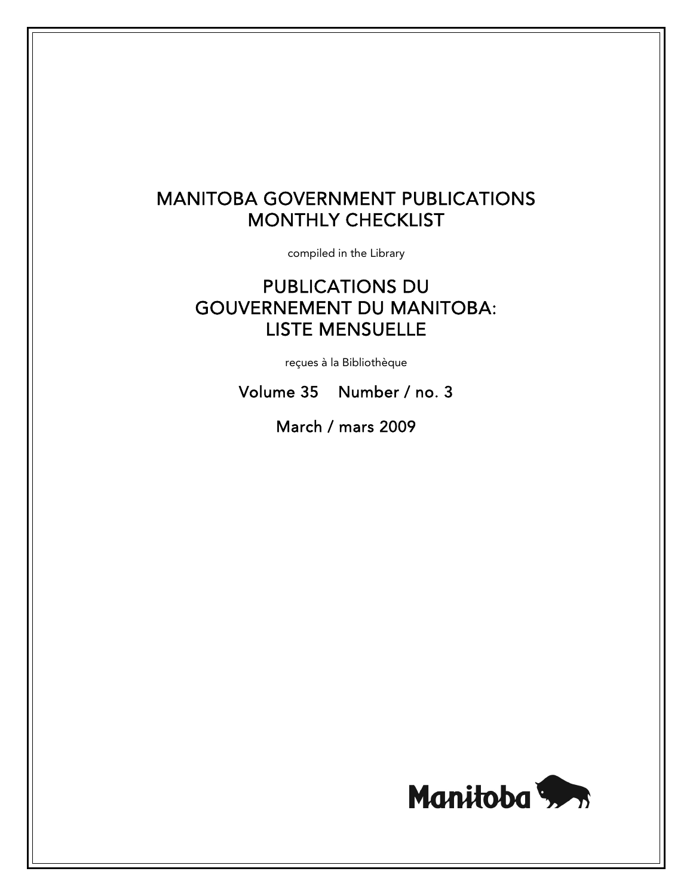# MANITOBA GOVERNMENT PUBLICATIONS MONTHLY CHECKLIST

compiled in the Library

# PUBLICATIONS DU GOUVERNEMENT DU MANITOBA: LISTE MENSUELLE

reçues à la Bibliothèque

Volume 35 Number / no. 3

March / mars 2009

Manitoba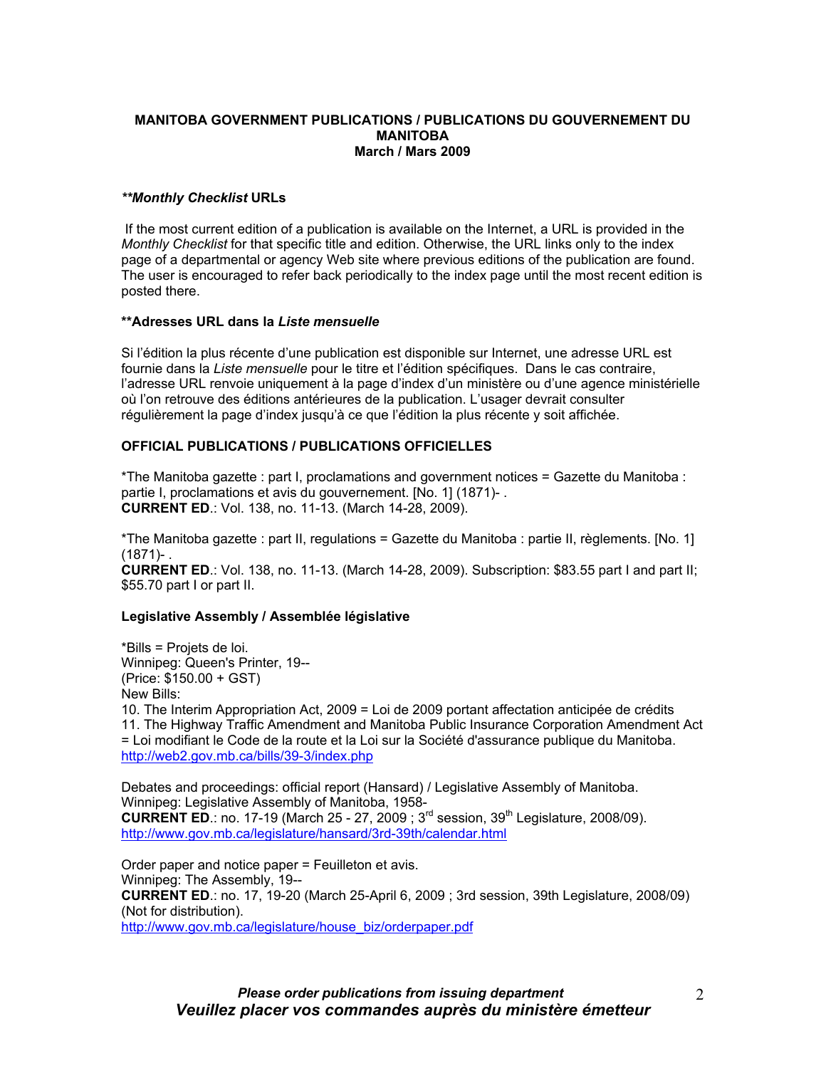**MANITOBA GOVERNMENT PUBLICATIONS / PUBLICATIONS DU GOUVERNEMENT DU MANITOBA**
**March / Mars 2009**

***\*\*Monthly Checklist* URLs**

If the most current edition of a publication is available on the Internet, a URL is provided in the *Monthly Checklist* for that specific title and edition. Otherwise, the URL links only to the index page of a departmental or agency Web site where previous editions of the publication are found. The user is encouraged to refer back periodically to the index page until the most recent edition is posted there.

**\*\*Adresses URL dans la *Liste mensuelle***

Si l'édition la plus récente d'une publication est disponible sur Internet, une adresse URL est fournie dans la *Liste mensuelle* pour le titre et l'édition spécifiques. Dans le cas contraire, l'adresse URL renvoie uniquement à la page d'index d'un ministère ou d'une agence ministérielle où l'on retrouve des éditions antérieures de la publication. L'usager devrait consulter régulièrement la page d'index jusqu'à ce que l'édition la plus récente y soit affichée.

**OFFICIAL PUBLICATIONS / PUBLICATIONS OFFICIELLES**

*The Manitoba gazette : part I, proclamations and government notices = Gazette du Manitoba : partie I, proclamations et avis du gouvernement. [No. 1] (1871)- .
**CURRENT ED**.: Vol. 138, no. 11-13. (March 14-28, 2009).

*The Manitoba gazette : part II, regulations = Gazette du Manitoba : partie II, règlements. [No. 1] (1871)- .
**CURRENT ED**.: Vol. 138, no. 11-13. (March 14-28, 2009). Subscription: $83.55 part I and part II; $55.70 part I or part II.

**Legislative Assembly / Assemblée législative**

*Bills = Projets de loi.
Winnipeg: Queen's Printer, 19--
(Price: $150.00 + GST)
New Bills:
10. The Interim Appropriation Act, 2009 = Loi de 2009 portant affectation anticipée de crédits
11. The Highway Traffic Amendment and Manitoba Public Insurance Corporation Amendment Act = Loi modifiant le Code de la route et la Loi sur la Société d'assurance publique du Manitoba.
http://web2.gov.mb.ca/bills/39-3/index.php

Debates and proceedings: official report (Hansard) / Legislative Assembly of Manitoba.
Winnipeg: Legislative Assembly of Manitoba, 1958-
**CURRENT ED**.: no. 17-19 (March 25 - 27, 2009 ; 3rd session, 39th Legislature, 2008/09).
http://www.gov.mb.ca/legislature/hansard/3rd-39th/calendar.html

Order paper and notice paper = Feuilleton et avis.
Winnipeg: The Assembly, 19--
**CURRENT ED**.: no. 17, 19-20 (March 25-April 6, 2009 ; 3rd session, 39th Legislature, 2008/09) (Not for distribution).
http://www.gov.mb.ca/legislature/house_biz/orderpaper.pdf

***Please order publications from issuing department***
***Veuillez placer vos commandes auprès du ministère émetteur***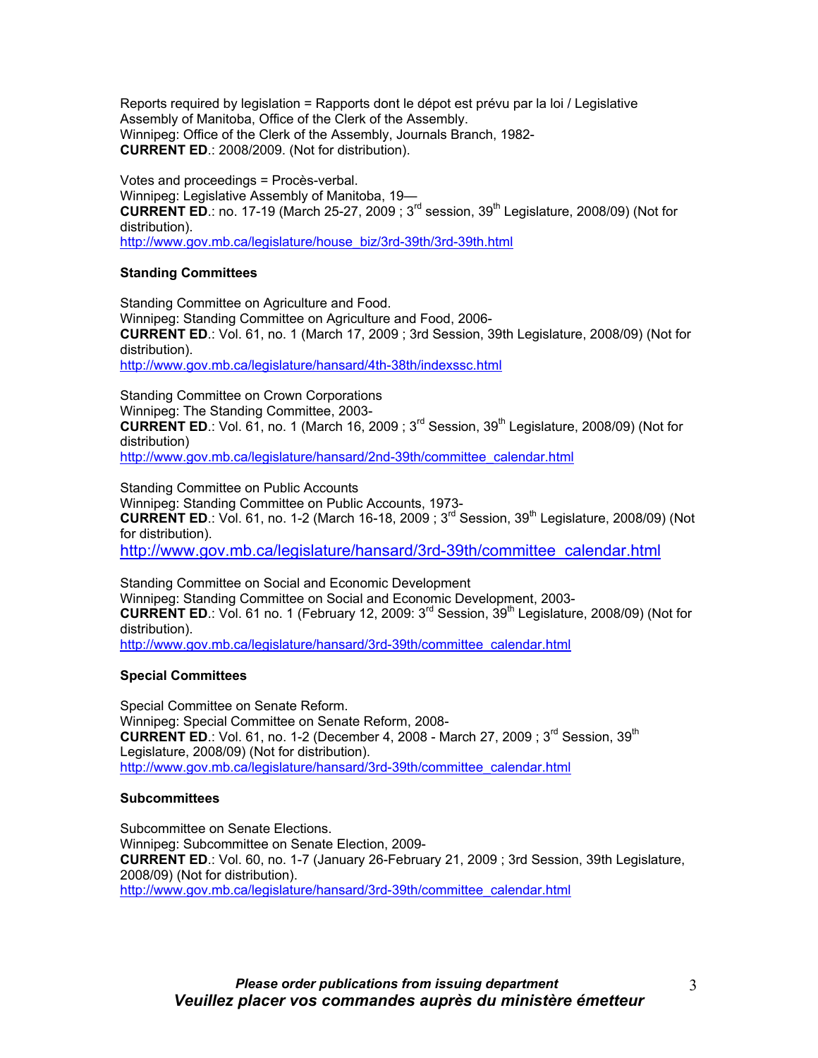Reports required by legislation = Rapports dont le dépot est prévu par la loi / Legislative Assembly of Manitoba, Office of the Clerk of the Assembly.
Winnipeg: Office of the Clerk of the Assembly, Journals Branch, 1982-
**CURRENT ED**.: 2008/2009. (Not for distribution).

Votes and proceedings = Procès-verbal.
Winnipeg: Legislative Assembly of Manitoba, 19—
**CURRENT ED**.: no. 17-19 (March 25-27, 2009 ; 3rd session, 39th Legislature, 2008/09) (Not for distribution).
http://www.gov.mb.ca/legislature/house_biz/3rd-39th/3rd-39th.html

**Standing Committees**

Standing Committee on Agriculture and Food.
Winnipeg: Standing Committee on Agriculture and Food, 2006-
**CURRENT ED**.: Vol. 61, no. 1 (March 17, 2009 ; 3rd Session, 39th Legislature, 2008/09) (Not for distribution).
http://www.gov.mb.ca/legislature/hansard/4th-38th/indexssc.html

Standing Committee on Crown Corporations
Winnipeg: The Standing Committee, 2003-
**CURRENT ED**.: Vol. 61, no. 1 (March 16, 2009 ; 3rd Session, 39th Legislature, 2008/09) (Not for distribution)
http://www.gov.mb.ca/legislature/hansard/2nd-39th/committee_calendar.html

Standing Committee on Public Accounts
Winnipeg: Standing Committee on Public Accounts, 1973-
**CURRENT ED**.: Vol. 61, no. 1-2 (March 16-18, 2009 ; 3rd Session, 39th Legislature, 2008/09) (Not for distribution).
http://www.gov.mb.ca/legislature/hansard/3rd-39th/committee_calendar.html

Standing Committee on Social and Economic Development
Winnipeg: Standing Committee on Social and Economic Development, 2003-
**CURRENT ED**.: Vol. 61 no. 1 (February 12, 2009: 3rd Session, 39th Legislature, 2008/09) (Not for distribution).
http://www.gov.mb.ca/legislature/hansard/3rd-39th/committee_calendar.html

**Special Committees**

Special Committee on Senate Reform.
Winnipeg: Special Committee on Senate Reform, 2008-
**CURRENT ED**.: Vol. 61, no. 1-2 (December 4, 2008 - March 27, 2009 ; 3rd Session, 39th Legislature, 2008/09) (Not for distribution).
http://www.gov.mb.ca/legislature/hansard/3rd-39th/committee_calendar.html

**Subcommittees**

Subcommittee on Senate Elections.
Winnipeg: Subcommittee on Senate Election, 2009-
**CURRENT ED**.: Vol. 60, no. 1-7 (January 26-February 21, 2009 ; 3rd Session, 39th Legislature, 2008/09) (Not for distribution).
http://www.gov.mb.ca/legislature/hansard/3rd-39th/committee_calendar.html

***Please order publications from issuing department***
***Veuillez placer vos commandes auprès du ministère émetteur***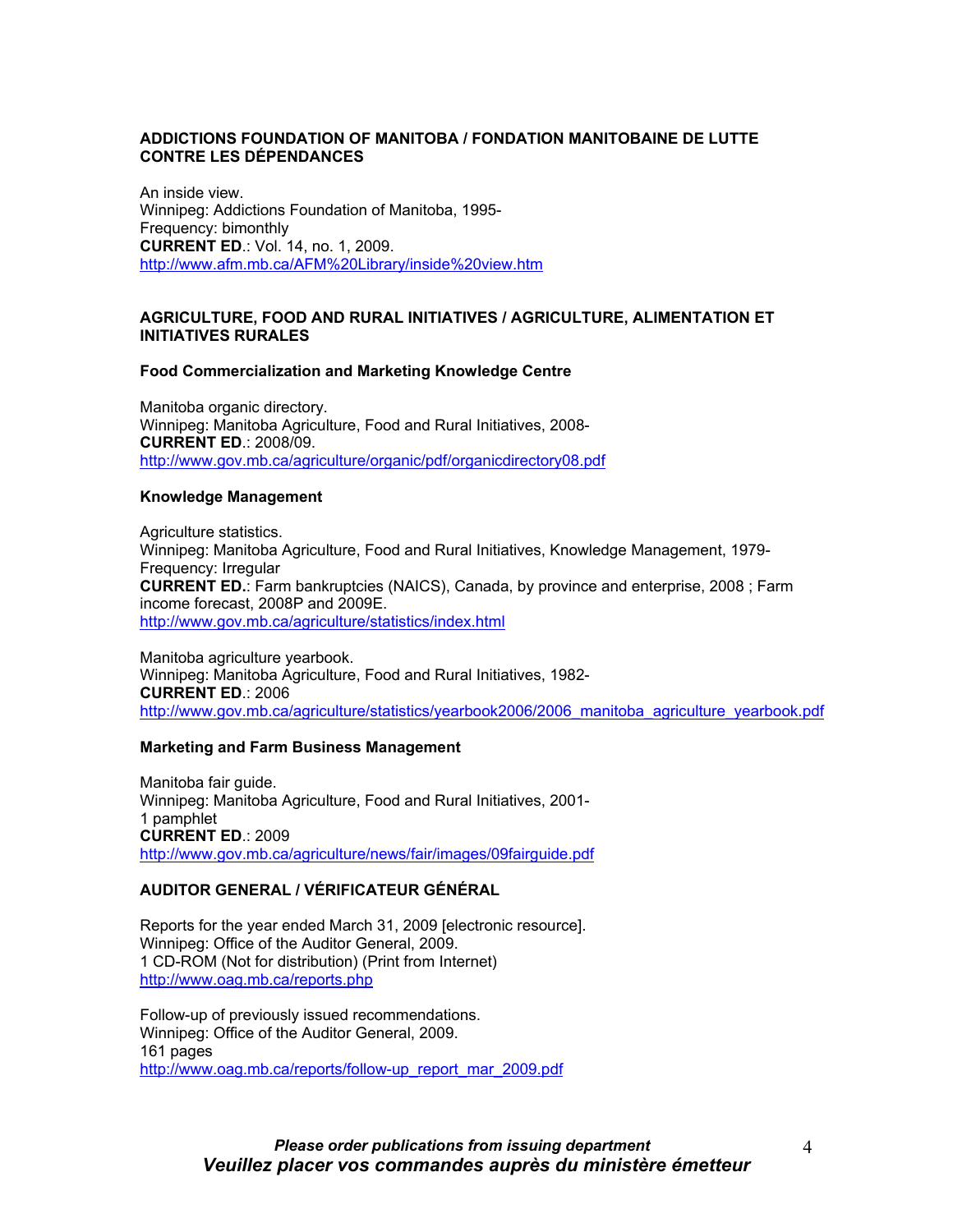**ADDICTIONS FOUNDATION OF MANITOBA / FONDATION MANITOBAINE DE LUTTE CONTRE LES DÉPENDANCES**

An inside view.
Winnipeg: Addictions Foundation of Manitoba, 1995-
Frequency: bimonthly
**CURRENT ED**.: Vol. 14, no. 1, 2009.
http://www.afm.mb.ca/AFM%20Library/inside%20view.htm

**AGRICULTURE, FOOD AND RURAL INITIATIVES / AGRICULTURE, ALIMENTATION ET INITIATIVES RURALES**

**Food Commercialization and Marketing Knowledge Centre**

Manitoba organic directory.
Winnipeg: Manitoba Agriculture, Food and Rural Initiatives, 2008-
**CURRENT ED**.: 2008/09.
http://www.gov.mb.ca/agriculture/organic/pdf/organicdirectory08.pdf

**Knowledge Management**

Agriculture statistics.
Winnipeg: Manitoba Agriculture, Food and Rural Initiatives, Knowledge Management, 1979-
Frequency: Irregular
**CURRENT ED.**: Farm bankruptcies (NAICS), Canada, by province and enterprise, 2008 ; Farm income forecast, 2008P and 2009E.
http://www.gov.mb.ca/agriculture/statistics/index.html

Manitoba agriculture yearbook.
Winnipeg: Manitoba Agriculture, Food and Rural Initiatives, 1982-
**CURRENT ED**.: 2006
http://www.gov.mb.ca/agriculture/statistics/yearbook2006/2006_manitoba_agriculture_yearbook.pdf

**Marketing and Farm Business Management**

Manitoba fair guide.
Winnipeg: Manitoba Agriculture, Food and Rural Initiatives, 2001-
1 pamphlet
**CURRENT ED**.: 2009
http://www.gov.mb.ca/agriculture/news/fair/images/09fairguide.pdf

**AUDITOR GENERAL / VÉRIFICATEUR GÉNÉRAL**

Reports for the year ended March 31, 2009 [electronic resource].
Winnipeg: Office of the Auditor General, 2009.
1 CD-ROM (Not for distribution) (Print from Internet)
http://www.oag.mb.ca/reports.php

Follow-up of previously issued recommendations.
Winnipeg: Office of the Auditor General, 2009.
161 pages
http://www.oag.mb.ca/reports/follow-up_report_mar_2009.pdf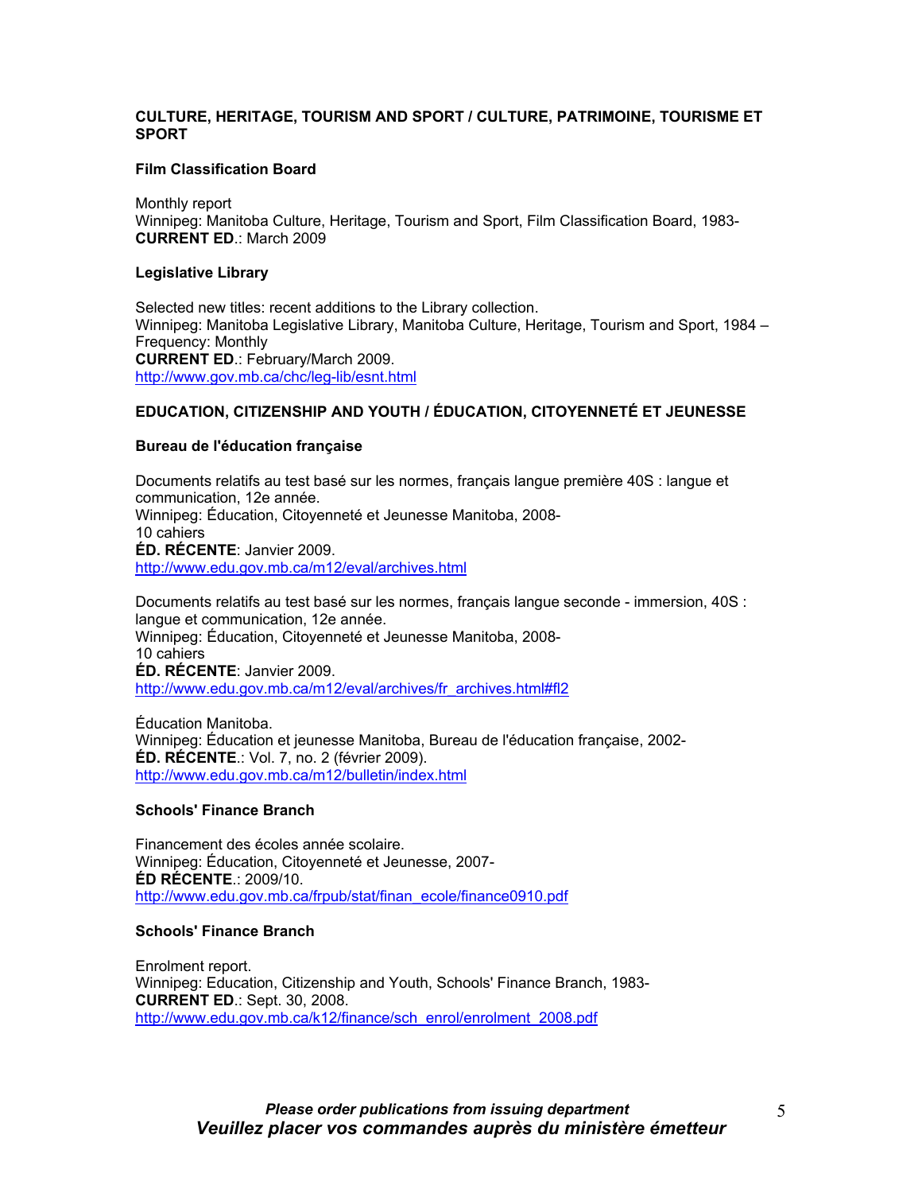## CULTURE, HERITAGE, TOURISM AND SPORT / CULTURE, PATRIMOINE, TOURISME ET SPORT

### Film Classification Board

Monthly report
Winnipeg: Manitoba Culture, Heritage, Tourism and Sport, Film Classification Board, 1983-
**CURRENT ED**.: March 2009

### Legislative Library

Selected new titles: recent additions to the Library collection.
Winnipeg: Manitoba Legislative Library, Manitoba Culture, Heritage, Tourism and Sport, 1984 –
Frequency: Monthly
**CURRENT ED**.: February/March 2009.
http://www.gov.mb.ca/chc/leg-lib/esnt.html

## EDUCATION, CITIZENSHIP AND YOUTH / ÉDUCATION, CITOYENNETÉ ET JEUNESSE

### Bureau de l'éducation française

Documents relatifs au test basé sur les normes, français langue première 40S : langue et communication, 12e année.
Winnipeg: Éducation, Citoyenneté et Jeunesse Manitoba, 2008-
10 cahiers
**ÉD. RÉCENTE**: Janvier 2009.
http://www.edu.gov.mb.ca/m12/eval/archives.html

Documents relatifs au test basé sur les normes, français langue seconde - immersion, 40S : langue et communication, 12e année.
Winnipeg: Éducation, Citoyenneté et Jeunesse Manitoba, 2008-
10 cahiers
**ÉD. RÉCENTE**: Janvier 2009.
http://www.edu.gov.mb.ca/m12/eval/archives/fr_archives.html#fl2

Éducation Manitoba.
Winnipeg: Éducation et jeunesse Manitoba, Bureau de l'éducation française, 2002-
**ÉD. RÉCENTE**.: Vol. 7, no. 2 (février 2009).
http://www.edu.gov.mb.ca/m12/bulletin/index.html

### Schools' Finance Branch

Financement des écoles année scolaire.
Winnipeg: Éducation, Citoyenneté et Jeunesse, 2007-
**ÉD RÉCENTE**.: 2009/10.
http://www.edu.gov.mb.ca/frpub/stat/finan_ecole/finance0910.pdf

### Schools' Finance Branch

Enrolment report.
Winnipeg: Education, Citizenship and Youth, Schools' Finance Branch, 1983-
**CURRENT ED**.: Sept. 30, 2008.
http://www.edu.gov.mb.ca/k12/finance/sch_enrol/enrolment_2008.pdf

***Please order publications from issuing department***
***Veuillez placer vos commandes auprès du ministère émetteur***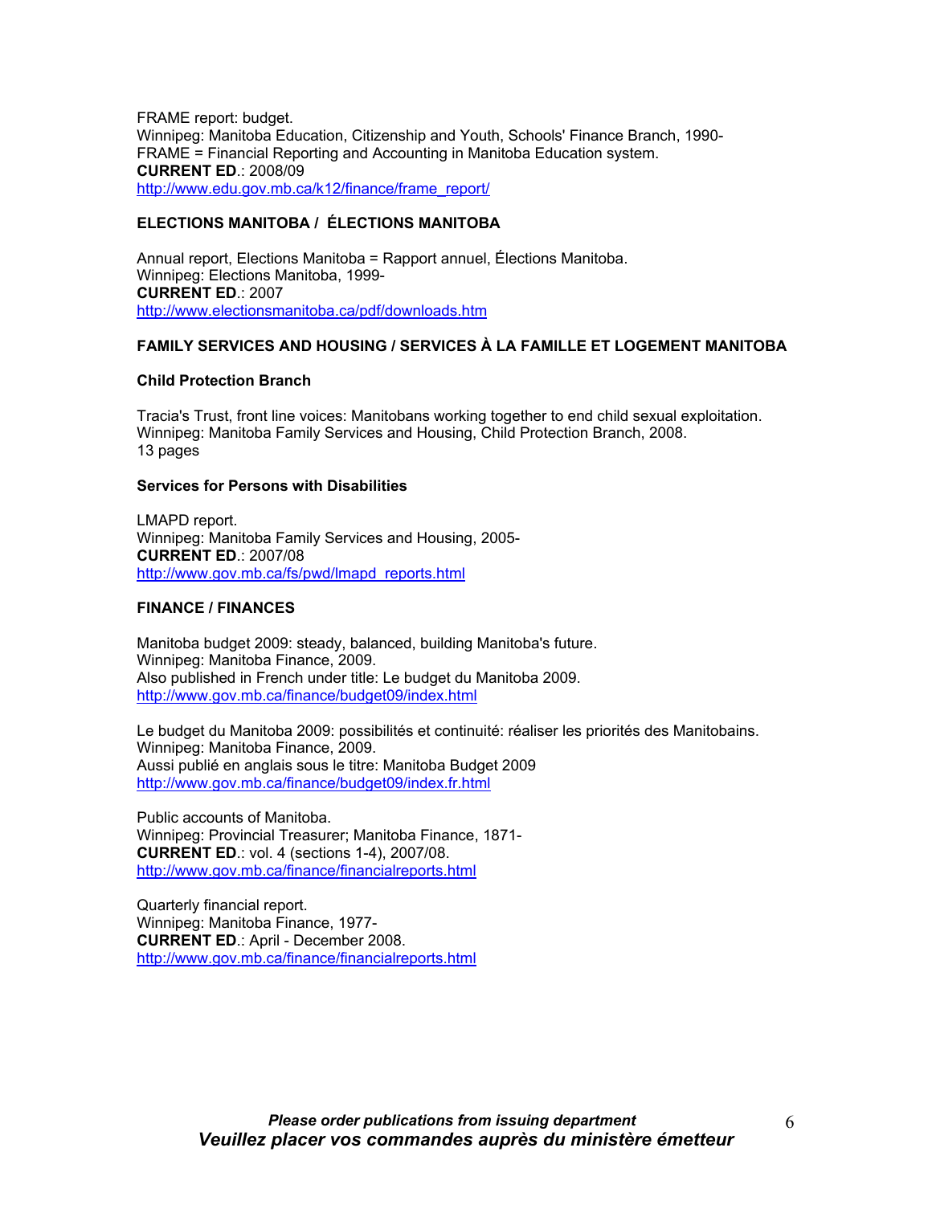FRAME report: budget.
Winnipeg: Manitoba Education, Citizenship and Youth, Schools' Finance Branch, 1990-
FRAME = Financial Reporting and Accounting in Manitoba Education system.
**CURRENT ED**.: 2008/09
http://www.edu.gov.mb.ca/k12/finance/frame_report/

## ELECTIONS MANITOBA / ÉLECTIONS MANITOBA

Annual report, Elections Manitoba = Rapport annuel, Élections Manitoba.
Winnipeg: Elections Manitoba, 1999-
**CURRENT ED**.: 2007
http://www.electionsmanitoba.ca/pdf/downloads.htm

## FAMILY SERVICES AND HOUSING / SERVICES À LA FAMILLE ET LOGEMENT MANITOBA

### Child Protection Branch

Tracia's Trust, front line voices: Manitobans working together to end child sexual exploitation.
Winnipeg: Manitoba Family Services and Housing, Child Protection Branch, 2008.
13 pages

### Services for Persons with Disabilities

LMAPD report.
Winnipeg: Manitoba Family Services and Housing, 2005-
**CURRENT ED**.: 2007/08
http://www.gov.mb.ca/fs/pwd/lmapd_reports.html

## FINANCE / FINANCES

Manitoba budget 2009: steady, balanced, building Manitoba's future.
Winnipeg: Manitoba Finance, 2009.
Also published in French under title: Le budget du Manitoba 2009.
http://www.gov.mb.ca/finance/budget09/index.html

Le budget du Manitoba 2009: possibilités et continuité: réaliser les priorités des Manitobains.
Winnipeg: Manitoba Finance, 2009.
Aussi publié en anglais sous le titre: Manitoba Budget 2009
http://www.gov.mb.ca/finance/budget09/index.fr.html

Public accounts of Manitoba.
Winnipeg: Provincial Treasurer; Manitoba Finance, 1871-
**CURRENT ED**.: vol. 4 (sections 1-4), 2007/08.
http://www.gov.mb.ca/finance/financialreports.html

Quarterly financial report.
Winnipeg: Manitoba Finance, 1977-
**CURRENT ED**.: April - December 2008.
http://www.gov.mb.ca/finance/financialreports.html

***Please order publications from issuing department***
***Veuillez placer vos commandes auprès du ministère émetteur***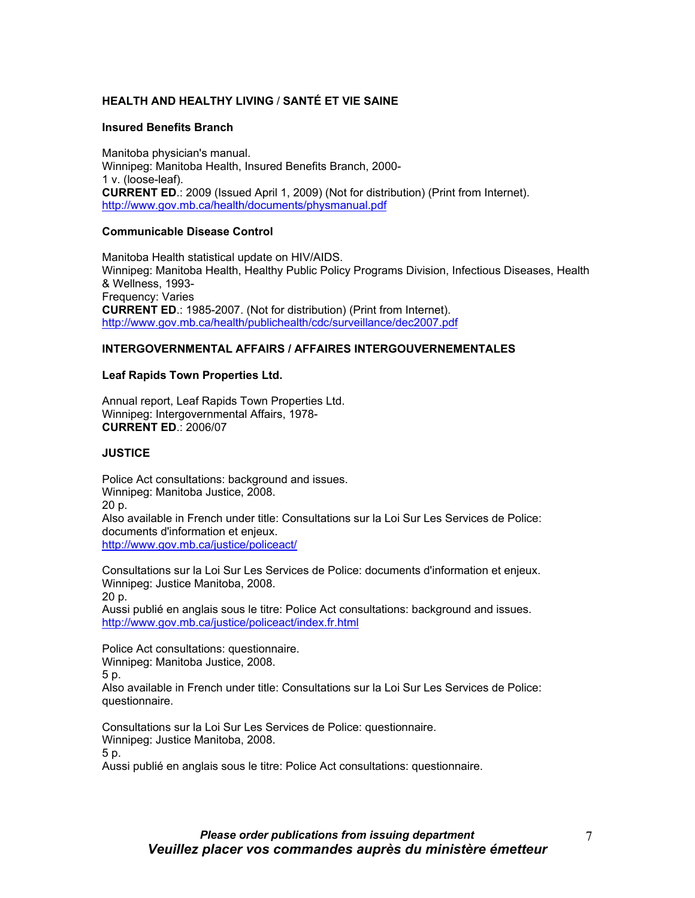## HEALTH AND HEALTHY LIVING / SANTÉ ET VIE SAINE

### Insured Benefits Branch

Manitoba physician's manual.
Winnipeg: Manitoba Health, Insured Benefits Branch, 2000-
1 v. (loose-leaf).
**CURRENT ED**.: 2009 (Issued April 1, 2009) (Not for distribution) (Print from Internet).
http://www.gov.mb.ca/health/documents/physmanual.pdf

### Communicable Disease Control

Manitoba Health statistical update on HIV/AIDS.
Winnipeg: Manitoba Health, Healthy Public Policy Programs Division, Infectious Diseases, Health & Wellness, 1993-
Frequency: Varies
**CURRENT ED**.: 1985-2007. (Not for distribution) (Print from Internet).
http://www.gov.mb.ca/health/publichealth/cdc/surveillance/dec2007.pdf

## INTERGOVERNMENTAL AFFAIRS / AFFAIRES INTERGOUVERNEMENTALES

### Leaf Rapids Town Properties Ltd.

Annual report, Leaf Rapids Town Properties Ltd.
Winnipeg: Intergovernmental Affairs, 1978-
**CURRENT ED**.: 2006/07

## JUSTICE

Police Act consultations: background and issues.
Winnipeg: Manitoba Justice, 2008.
20 p.
Also available in French under title: Consultations sur la Loi Sur Les Services de Police: documents d'information et enjeux.
http://www.gov.mb.ca/justice/policeact/

Consultations sur la Loi Sur Les Services de Police: documents d'information et enjeux.
Winnipeg: Justice Manitoba, 2008.
20 p.
Aussi publié en anglais sous le titre: Police Act consultations: background and issues.
http://www.gov.mb.ca/justice/policeact/index.fr.html

Police Act consultations: questionnaire.
Winnipeg: Manitoba Justice, 2008.
5 p.
Also available in French under title: Consultations sur la Loi Sur Les Services de Police: questionnaire.

Consultations sur la Loi Sur Les Services de Police: questionnaire.
Winnipeg: Justice Manitoba, 2008.
5 p.
Aussi publié en anglais sous le titre: Police Act consultations: questionnaire.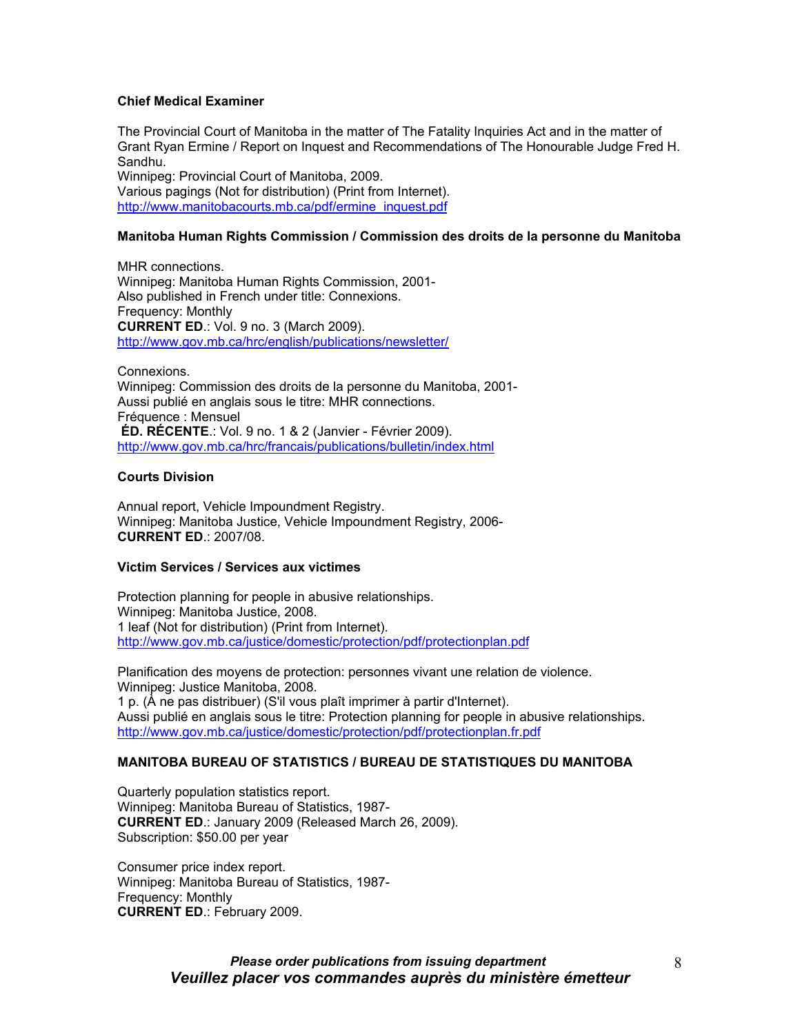**Chief Medical Examiner**

The Provincial Court of Manitoba in the matter of The Fatality Inquiries Act and in the matter of Grant Ryan Ermine / Report on Inquest and Recommendations of The Honourable Judge Fred H. Sandhu.
Winnipeg: Provincial Court of Manitoba, 2009.
Various pagings (Not for distribution) (Print from Internet).
http://www.manitobacourts.mb.ca/pdf/ermine_inquest.pdf

**Manitoba Human Rights Commission / Commission des droits de la personne du Manitoba**

MHR connections.
Winnipeg: Manitoba Human Rights Commission, 2001-
Also published in French under title: Connexions.
Frequency: Monthly
**CURRENT ED**.: Vol. 9 no. 3 (March 2009).
http://www.gov.mb.ca/hrc/english/publications/newsletter/

Connexions.
Winnipeg: Commission des droits de la personne du Manitoba, 2001-
Aussi publié en anglais sous le titre: MHR connections.
Fréquence : Mensuel
**ÉD. RÉCENTE**.: Vol. 9 no. 1 & 2 (Janvier - Février 2009).
http://www.gov.mb.ca/hrc/francais/publications/bulletin/index.html

**Courts Division**

Annual report, Vehicle Impoundment Registry.
Winnipeg: Manitoba Justice, Vehicle Impoundment Registry, 2006-
**CURRENT ED**.: 2007/08.

**Victim Services / Services aux victimes**

Protection planning for people in abusive relationships.
Winnipeg: Manitoba Justice, 2008.
1 leaf (Not for distribution) (Print from Internet).
http://www.gov.mb.ca/justice/domestic/protection/pdf/protectionplan.pdf

Planification des moyens de protection: personnes vivant une relation de violence.
Winnipeg: Justice Manitoba, 2008.
1 p. (À ne pas distribuer) (S'il vous plaît imprimer à partir d'Internet).
Aussi publié en anglais sous le titre: Protection planning for people in abusive relationships.
http://www.gov.mb.ca/justice/domestic/protection/pdf/protectionplan.fr.pdf

**MANITOBA BUREAU OF STATISTICS / BUREAU DE STATISTIQUES DU MANITOBA**

Quarterly population statistics report.
Winnipeg: Manitoba Bureau of Statistics, 1987-
**CURRENT ED**.: January 2009 (Released March 26, 2009).
Subscription: $50.00 per year

Consumer price index report.
Winnipeg: Manitoba Bureau of Statistics, 1987-
Frequency: Monthly
**CURRENT ED**.: February 2009.

***Please order publications from issuing department***
***Veuillez placer vos commandes auprès du ministère émetteur***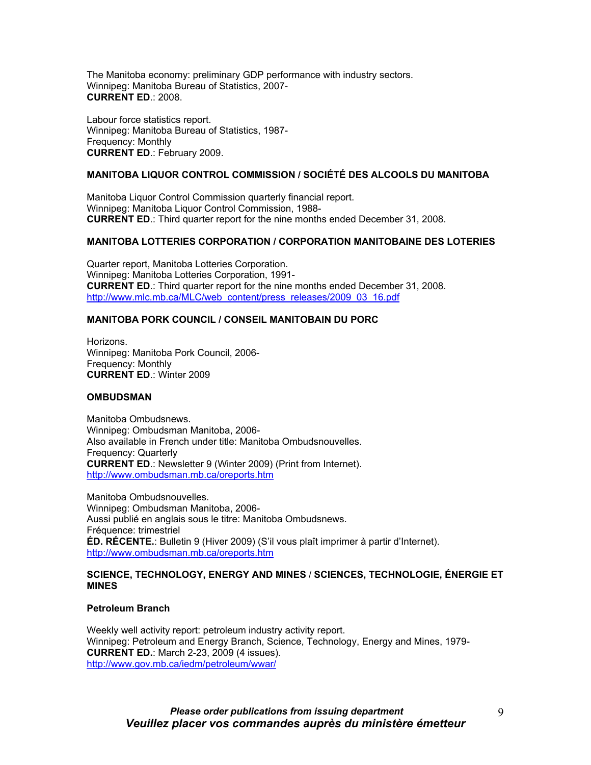The Manitoba economy: preliminary GDP performance with industry sectors.
Winnipeg: Manitoba Bureau of Statistics, 2007-
**CURRENT ED**.: 2008.

Labour force statistics report.
Winnipeg: Manitoba Bureau of Statistics, 1987-
Frequency: Monthly
**CURRENT ED**.: February 2009.

### MANITOBA LIQUOR CONTROL COMMISSION / SOCIÉTÉ DES ALCOOLS DU MANITOBA

Manitoba Liquor Control Commission quarterly financial report.
Winnipeg: Manitoba Liquor Control Commission, 1988-
**CURRENT ED**.: Third quarter report for the nine months ended December 31, 2008.

### MANITOBA LOTTERIES CORPORATION / CORPORATION MANITOBAINE DES LOTERIES

Quarter report, Manitoba Lotteries Corporation.
Winnipeg: Manitoba Lotteries Corporation, 1991-
**CURRENT ED**.: Third quarter report for the nine months ended December 31, 2008.
http://www.mlc.mb.ca/MLC/web_content/press_releases/2009_03_16.pdf

### MANITOBA PORK COUNCIL / CONSEIL MANITOBAIN DU PORC

Horizons.
Winnipeg: Manitoba Pork Council, 2006-
Frequency: Monthly
**CURRENT ED**.: Winter 2009

### OMBUDSMAN

Manitoba Ombudsnews.
Winnipeg: Ombudsman Manitoba, 2006-
Also available in French under title: Manitoba Ombudsnouvelles.
Frequency: Quarterly
**CURRENT ED**.: Newsletter 9 (Winter 2009) (Print from Internet).
http://www.ombudsman.mb.ca/oreports.htm

Manitoba Ombudsnouvelles.
Winnipeg: Ombudsman Manitoba, 2006-
Aussi publié en anglais sous le titre: Manitoba Ombudsnews.
Fréquence: trimestriel
**ÉD. RÉCENTE.**: Bulletin 9 (Hiver 2009) (S'il vous plaît imprimer à partir d'Internet).
http://www.ombudsman.mb.ca/oreports.htm

### SCIENCE, TECHNOLOGY, ENERGY AND MINES / SCIENCES, TECHNOLOGIE, ÉNERGIE ET MINES

#### Petroleum Branch

Weekly well activity report: petroleum industry activity report.
Winnipeg: Petroleum and Energy Branch, Science, Technology, Energy and Mines, 1979-
**CURRENT ED.**: March 2-23, 2009 (4 issues).
http://www.gov.mb.ca/iedm/petroleum/wwar/

***Please order publications from issuing department***
***Veuillez placer vos commandes auprès du ministère émetteur***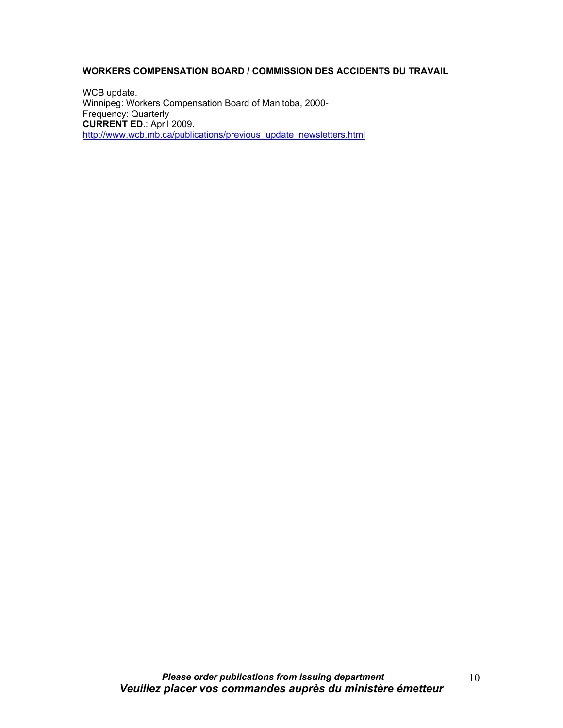**WORKERS COMPENSATION BOARD / COMMISSION DES ACCIDENTS DU TRAVAIL**

WCB update.
Winnipeg: Workers Compensation Board of Manitoba, 2000-
Frequency: Quarterly
**CURRENT ED**.: April 2009.
http://www.wcb.mb.ca/publications/previous_update_newsletters.html

***Please order publications from issuing department***
***Veuillez placer vos commandes auprès du ministère émetteur***